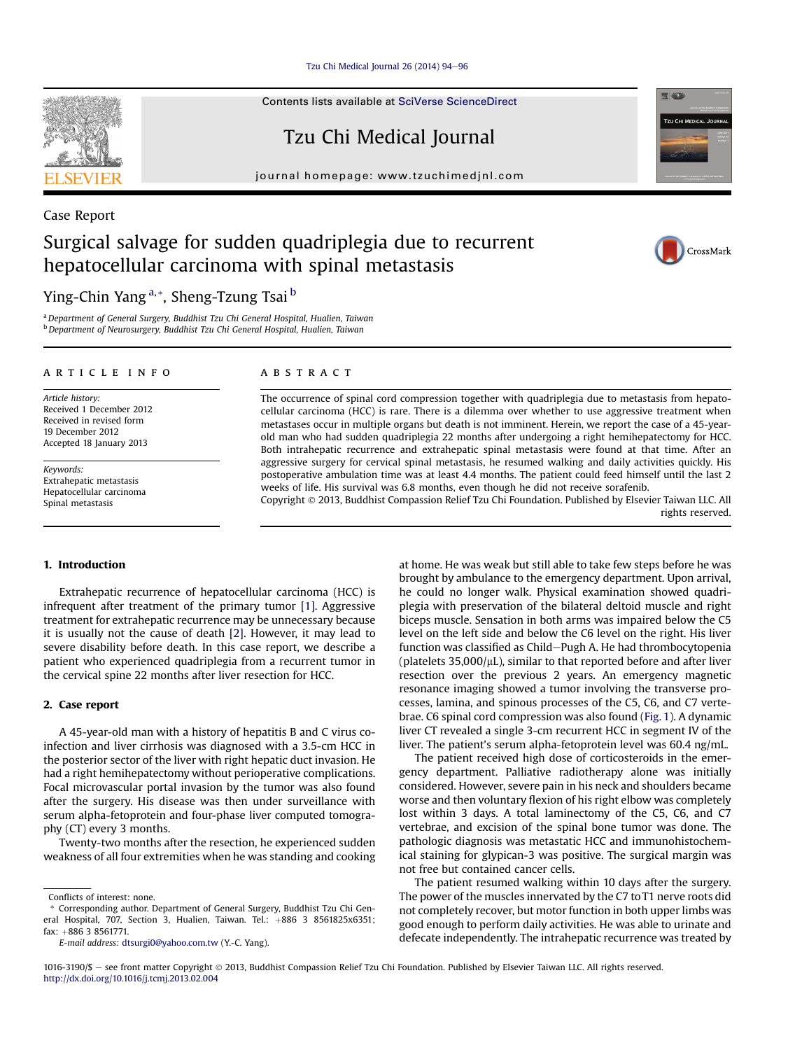Case Report

# Surgical salvage for sudden quadriplegia due to recurrent hepatocellular carcinoma with spinal metastasis

Ying-Chin Yang [a,*], Sheng-Tzung Tsai [b]

[a] Department of General Surgery, Buddhist Tzu Chi General Hospital, Hualien, Taiwan
[b] Department of Neurosurgery, Buddhist Tzu Chi General Hospital, Hualien, Taiwan

## ARTICLE INFO

*Article history:*
Received 1 December 2012
Received in revised form 19 December 2012
Accepted 18 January 2013

*Keywords:*
Extrahepatic metastasis
Hepatocellular carcinoma
Spinal metastasis

## ABSTRACT

The occurrence of spinal cord compression together with quadriplegia due to metastasis from hepatocellular carcinoma (HCC) is rare. There is a dilemma over whether to use aggressive treatment when metastases occur in multiple organs but death is not imminent. Herein, we report the case of a 45-year-old man who had sudden quadriplegia 22 months after undergoing a right hemihepatectomy for HCC. Both intrahepatic recurrence and extrahepatic spinal metastasis were found at that time. After an aggressive surgery for cervical spinal metastasis, he resumed walking and daily activities quickly. His postoperative ambulation time was at least 4.4 months. The patient could feed himself until the last 2 weeks of life. His survival was 6.8 months, even though he did not receive sorafenib.

Copyright © 2013, Buddhist Compassion Relief Tzu Chi Foundation. Published by Elsevier Taiwan LLC. All rights reserved.

## 1. Introduction

Extrahepatic recurrence of hepatocellular carcinoma (HCC) is infrequent after treatment of the primary tumor [1]. Aggressive treatment for extrahepatic recurrence may be unnecessary because it is usually not the cause of death [2]. However, it may lead to severe disability before death. In this case report, we describe a patient who experienced quadriplegia from a recurrent tumor in the cervical spine 22 months after liver resection for HCC.

## 2. Case report

A 45-year-old man with a history of hepatitis B and C virus coinfection and liver cirrhosis was diagnosed with a 3.5-cm HCC in the posterior sector of the liver with right hepatic duct invasion. He had a right hemihepatectomy without perioperative complications. Focal microvascular portal invasion by the tumor was also found after the surgery. His disease was then under surveillance with serum alpha-fetoprotein and four-phase liver computed tomography (CT) every 3 months.

Twenty-two months after the resection, he experienced sudden weakness of all four extremities when he was standing and cooking at home. He was weak but still able to take few steps before he was brought by ambulance to the emergency department. Upon arrival, he could no longer walk. Physical examination showed quadriplegia with preservation of the bilateral deltoid muscle and right biceps muscle. Sensation in both arms was impaired below the C5 level on the left side and below the C6 level on the right. His liver function was classified as Child–Pugh A. He had thrombocytopenia (platelets 35,000/μL), similar to that reported before and after liver resection over the previous 2 years. An emergency magnetic resonance imaging showed a tumor involving the transverse processes, lamina, and spinous processes of the C5, C6, and C7 vertebrae. C6 spinal cord compression was also found (Fig. 1). A dynamic liver CT revealed a single 3-cm recurrent HCC in segment IV of the liver. The patient's serum alpha-fetoprotein level was 60.4 ng/mL.

The patient received high dose of corticosteroids in the emergency department. Palliative radiotherapy alone was initially considered. However, severe pain in his neck and shoulders became worse and then voluntary flexion of his right elbow was completely lost within 3 days. A total laminectomy of the C5, C6, and C7 vertebrae, and excision of the spinal bone tumor was done. The pathologic diagnosis was metastatic HCC and immunohistochemical staining for glypican-3 was positive. The surgical margin was not free but contained cancer cells.

The patient resumed walking within 10 days after the surgery. The power of the muscles innervated by the C7 to T1 nerve roots did not completely recover, but motor function in both upper limbs was good enough to perform daily activities. He was able to urinate and defecate independently. The intrahepatic recurrence was treated by

Conflicts of interest: none.

\* Corresponding author. Department of General Surgery, Buddhist Tzu Chi General Hospital, 707, Section 3, Hualien, Taiwan. Tel.: +886 3 8561825x6351; fax: +886 3 8561771.

E-mail address: dtsurgi0@yahoo.com.tw (Y.-C. Yang).

1016-3190/$ – see front matter Copyright © 2013, Buddhist Compassion Relief Tzu Chi Foundation. Published by Elsevier Taiwan LLC. All rights reserved.
http://dx.doi.org/10.1016/j.tcmj.2013.02.004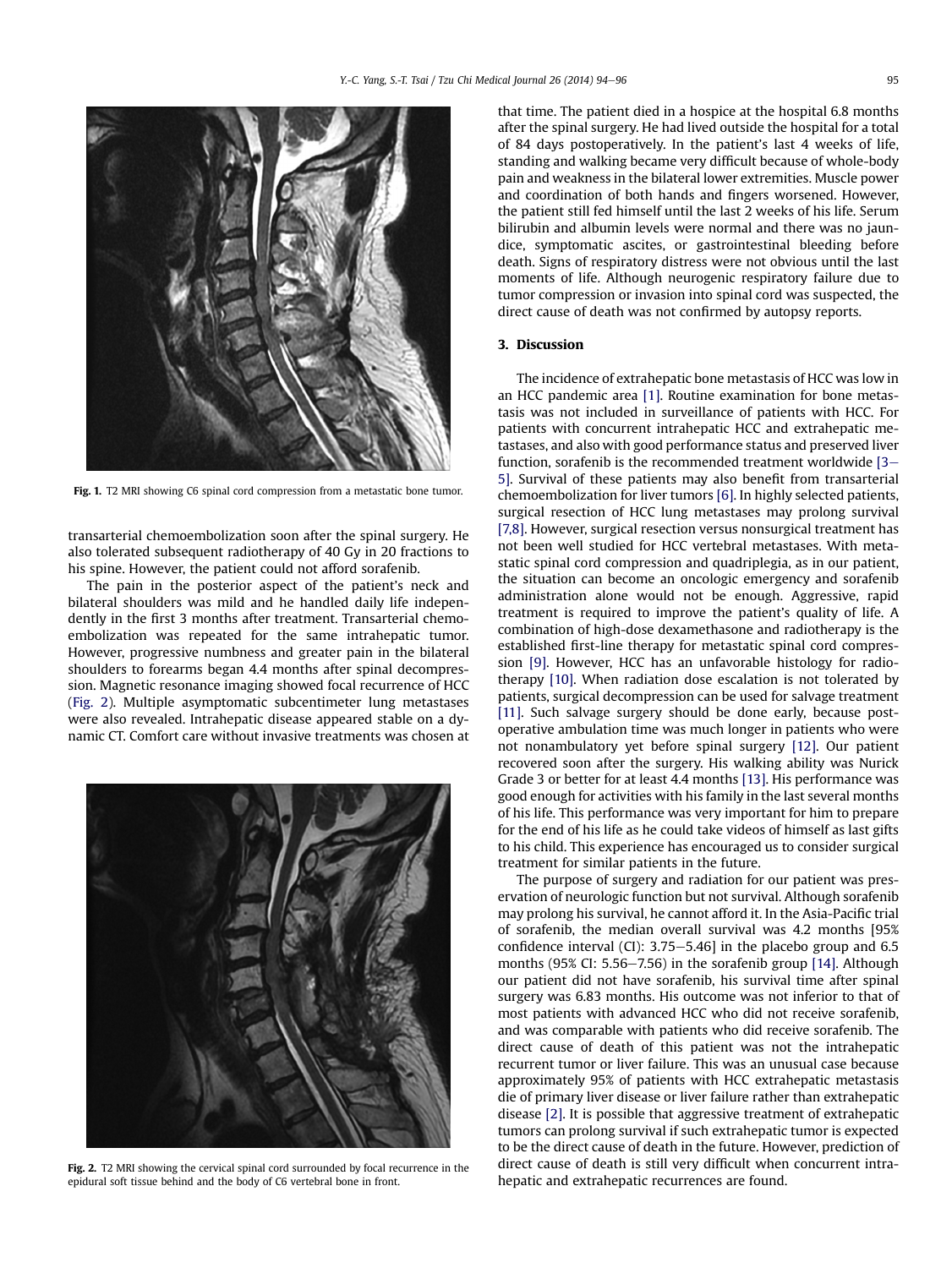Fig. 1. T2 MRI showing C6 spinal cord compression from a metastatic bone tumor.

transarterial chemoembolization soon after the spinal surgery. He also tolerated subsequent radiotherapy of 40 Gy in 20 fractions to his spine. However, the patient could not afford sorafenib.

The pain in the posterior aspect of the patient's neck and bilateral shoulders was mild and he handled daily life independently in the first 3 months after treatment. Transarterial chemoembolization was repeated for the same intrahepatic tumor. However, progressive numbness and greater pain in the bilateral shoulders to forearms began 4.4 months after spinal decompression. Magnetic resonance imaging showed focal recurrence of HCC (Fig. 2). Multiple asymptomatic subcentimeter lung metastases were also revealed. Intrahepatic disease appeared stable on a dynamic CT. Comfort care without invasive treatments was chosen at that time. The patient died in a hospice at the hospital 6.8 months after the spinal surgery. He had lived outside the hospital for a total of 84 days postoperatively. In the patient's last 4 weeks of life, standing and walking became very difficult because of whole-body pain and weakness in the bilateral lower extremities. Muscle power and coordination of both hands and fingers worsened. However, the patient still fed himself until the last 2 weeks of his life. Serum bilirubin and albumin levels were normal and there was no jaundice, symptomatic ascites, or gastrointestinal bleeding before death. Signs of respiratory distress were not obvious until the last moments of life. Although neurogenic respiratory failure due to tumor compression or invasion into spinal cord was suspected, the direct cause of death was not confirmed by autopsy reports.

Fig. 2. T2 MRI showing the cervical spinal cord surrounded by focal recurrence in the epidural soft tissue behind and the body of C6 vertebral bone in front.

## 3. Discussion

The incidence of extrahepatic bone metastasis of HCC was low in an HCC pandemic area [1]. Routine examination for bone metastasis was not included in surveillance of patients with HCC. For patients with concurrent intrahepatic HCC and extrahepatic metastases, and also with good performance status and preserved liver function, sorafenib is the recommended treatment worldwide [3–5]. Survival of these patients may also benefit from transarterial chemoembolization for liver tumors [6]. In highly selected patients, surgical resection of HCC lung metastases may prolong survival [7,8]. However, surgical resection versus nonsurgical treatment has not been well studied for HCC vertebral metastases. With metastatic spinal cord compression and quadriplegia, as in our patient, the situation can become an oncologic emergency and sorafenib administration alone would not be enough. Aggressive, rapid treatment is required to improve the patient's quality of life. A combination of high-dose dexamethasone and radiotherapy is the established first-line therapy for metastatic spinal cord compression [9]. However, HCC has an unfavorable histology for radiotherapy [10]. When radiation dose escalation is not tolerated by patients, surgical decompression can be used for salvage treatment [11]. Such salvage surgery should be done early, because postoperative ambulation time was much longer in patients who were not nonambulatory yet before spinal surgery [12]. Our patient recovered soon after the surgery. His walking ability was Nurick Grade 3 or better for at least 4.4 months [13]. His performance was good enough for activities with his family in the last several months of his life. This performance was very important for him to prepare for the end of his life as he could take videos of himself as last gifts to his child. This experience has encouraged us to consider surgical treatment for similar patients in the future.

The purpose of surgery and radiation for our patient was preservation of neurologic function but not survival. Although sorafenib may prolong his survival, he cannot afford it. In the Asia-Pacific trial of sorafenib, the median overall survival was 4.2 months [95% confidence interval (CI): 3.75–5.46] in the placebo group and 6.5 months (95% CI: 5.56–7.56) in the sorafenib group [14]. Although our patient did not have sorafenib, his survival time after spinal surgery was 6.83 months. His outcome was not inferior to that of most patients with advanced HCC who did not receive sorafenib, and was comparable with patients who did receive sorafenib. The direct cause of death of this patient was not the intrahepatic recurrent tumor or liver failure. This was an unusual case because approximately 95% of patients with HCC extrahepatic metastasis die of primary liver disease or liver failure rather than extrahepatic disease [2]. It is possible that aggressive treatment of extrahepatic tumors can prolong survival if such extrahepatic tumor is expected to be the direct cause of death in the future. However, prediction of direct cause of death is still very difficult when concurrent intrahepatic and extrahepatic recurrences are found.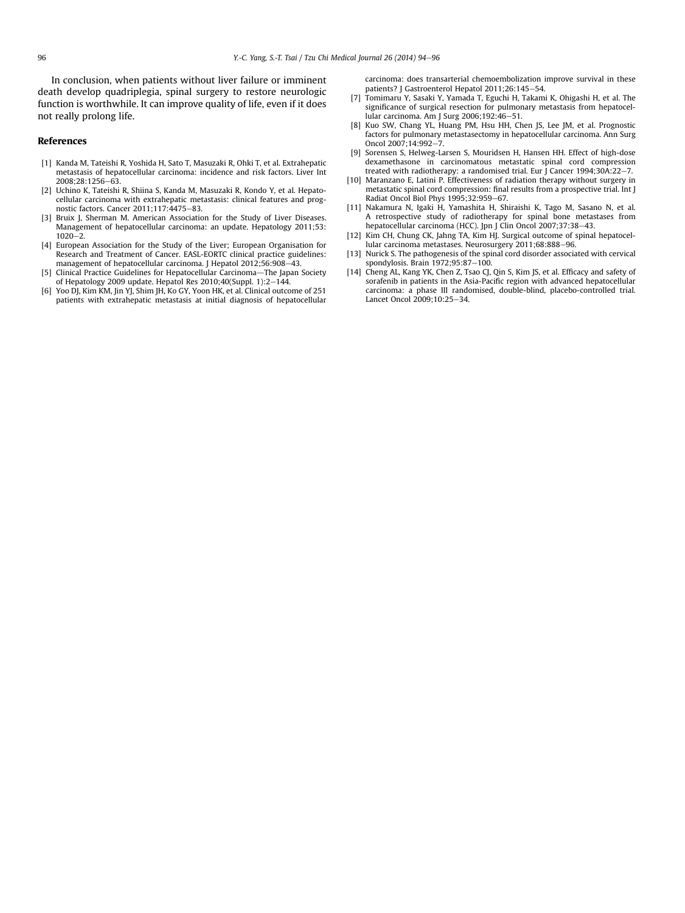In conclusion, when patients without liver failure or imminent death develop quadriplegia, spinal surgery to restore neurologic function is worthwhile. It can improve quality of life, even if it does not really prolong life.

## References

[1] Kanda M, Tateishi R, Yoshida H, Sato T, Masuzaki R, Ohki T, et al. Extrahepatic metastasis of hepatocellular carcinoma: incidence and risk factors. Liver Int 2008;28:1256–63.

[2] Uchino K, Tateishi R, Shiina S, Kanda M, Masuzaki R, Kondo Y, et al. Hepatocellular carcinoma with extrahepatic metastasis: clinical features and prognostic factors. Cancer 2011;117:4475–83.

[3] Bruix J, Sherman M. American Association for the Study of Liver Diseases. Management of hepatocellular carcinoma: an update. Hepatology 2011;53:1020–2.

[4] European Association for the Study of the Liver; European Organisation for Research and Treatment of Cancer. EASL-EORTC clinical practice guidelines: management of hepatocellular carcinoma. J Hepatol 2012;56:908–43.

[5] Clinical Practice Guidelines for Hepatocellular Carcinoma—The Japan Society of Hepatology 2009 update. Hepatol Res 2010;40(Suppl. 1):2–144.

[6] Yoo DJ, Kim KM, Jin YJ, Shim JH, Ko GY, Yoon HK, et al. Clinical outcome of 251 patients with extrahepatic metastasis at initial diagnosis of hepatocellular carcinoma: does transarterial chemoembolization improve survival in these patients? J Gastroenterol Hepatol 2011;26:145–54.

[7] Tomimaru Y, Sasaki Y, Yamada T, Eguchi H, Takami K, Ohigashi H, et al. The significance of surgical resection for pulmonary metastasis from hepatocellular carcinoma. Am J Surg 2006;192:46–51.

[8] Kuo SW, Chang YL, Huang PM, Hsu HH, Chen JS, Lee JM, et al. Prognostic factors for pulmonary metastasectomy in hepatocellular carcinoma. Ann Surg Oncol 2007;14:992–7.

[9] Sorensen S, Helweg-Larsen S, Mouridsen H, Hansen HH. Effect of high-dose dexamethasone in carcinomatous metastatic spinal cord compression treated with radiotherapy: a randomised trial. Eur J Cancer 1994;30A:22–7.

[10] Maranzano E, Latini P. Effectiveness of radiation therapy without surgery in metastatic spinal cord compression: final results from a prospective trial. Int J Radiat Oncol Biol Phys 1995;32:959–67.

[11] Nakamura N, Igaki H, Yamashita H, Shiraishi K, Tago M, Sasano N, et al. A retrospective study of radiotherapy for spinal bone metastases from hepatocellular carcinoma (HCC). Jpn J Clin Oncol 2007;37:38–43.

[12] Kim CH, Chung CK, Jahng TA, Kim HJ. Surgical outcome of spinal hepatocellular carcinoma metastases. Neurosurgery 2011;68:888–96.

[13] Nurick S. The pathogenesis of the spinal cord disorder associated with cervical spondylosis. Brain 1972;95:87–100.

[14] Cheng AL, Kang YK, Chen Z, Tsao CJ, Qin S, Kim JS, et al. Efficacy and safety of sorafenib in patients in the Asia-Pacific region with advanced hepatocellular carcinoma: a phase III randomised, double-blind, placebo-controlled trial. Lancet Oncol 2009;10:25–34.